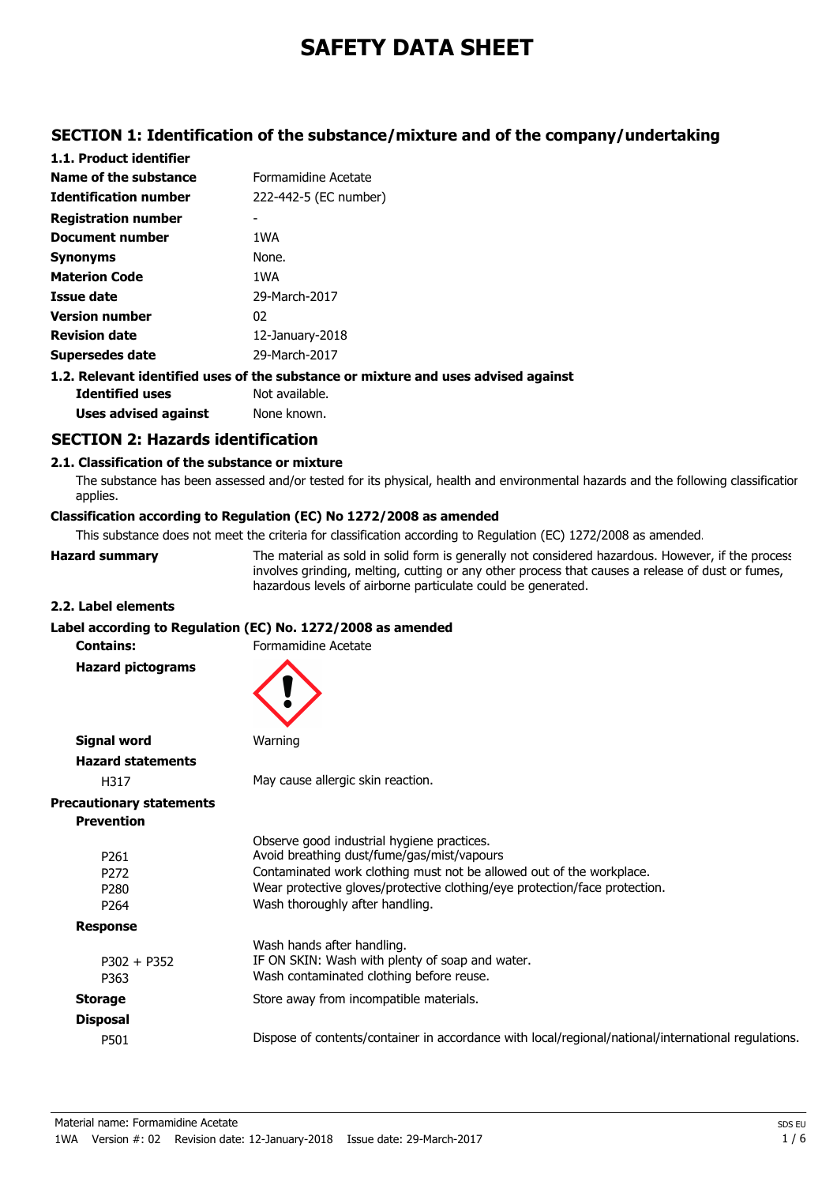# SAFETY DATA SHEET

## SECTION 1: Identification of the substance/mixture and of the company/undertaking

### 1.1. Product identifier

| | |
|---|---|
| **Name of the substance** | Formamidine Acetate |
| **Identification number** | 222-442-5 (EC number) |
| **Registration number** | - |
| **Document number** | 1WA |
| **Synonyms** | None. |
| **Materion Code** | 1WA |
| **Issue date** | 29-March-2017 |
| **Version number** | 02 |
| **Revision date** | 12-January-2018 |
| **Supersedes date** | 29-March-2017 |

### 1.2. Relevant identified uses of the substance or mixture and uses advised against

| | |
|---|---|
| **Identified uses** | Not available. |
| **Uses advised against** | None known. |

## SECTION 2: Hazards identification

### 2.1. Classification of the substance or mixture

The substance has been assessed and/or tested for its physical, health and environmental hazards and the following classification applies.

**Classification according to Regulation (EC) No 1272/2008 as amended**

This substance does not meet the criteria for classification according to Regulation (EC) 1272/2008 as amended.

**Hazard summary**: The material as sold in solid form is generally not considered hazardous. However, if the process involves grinding, melting, cutting or any other process that causes a release of dust or fumes, hazardous levels of airborne particulate could be generated.

### 2.2. Label elements

**Label according to Regulation (EC) No. 1272/2008 as amended**

**Contains:** Formamidine Acetate

**Hazard pictograms**

**Signal word** Warning

**Hazard statements**

| | |
|---|---|
| H317 | May cause allergic skin reaction. |

**Precautionary statements**

**Prevention**

| | |
|---|---|
| | Observe good industrial hygiene practices. |
| P261 | Avoid breathing dust/fume/gas/mist/vapours |
| P272 | Contaminated work clothing must not be allowed out of the workplace. |
| P280 | Wear protective gloves/protective clothing/eye protection/face protection. |
| P264 | Wash thoroughly after handling. |

**Response**

| | |
|---|---|
| | Wash hands after handling. |
| P302 + P352 | IF ON SKIN: Wash with plenty of soap and water. |
| P363 | Wash contaminated clothing before reuse. |

**Storage** Store away from incompatible materials.

**Disposal**

| | |
|---|---|
| P501 | Dispose of contents/container in accordance with local/regional/national/international regulations. |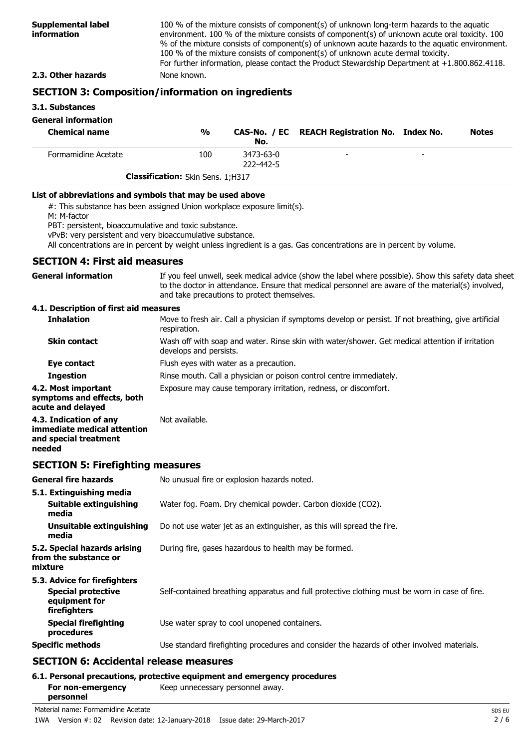**Supplemental label information**

100 % of the mixture consists of component(s) of unknown long-term hazards to the aquatic environment. 100 % of the mixture consists of component(s) of unknown acute oral toxicity. 100 % of the mixture consists of component(s) of unknown acute hazards to the aquatic environment. 100 % of the mixture consists of component(s) of unknown acute dermal toxicity.
For further information, please contact the Product Stewardship Department at +1.800.862.4118.

**2.3. Other hazards** None known.

## SECTION 3: Composition/information on ingredients

### 3.1. Substances

**General information**

| Chemical name | % | CAS-No. / EC No. | REACH Registration No. | Index No. | Notes |
|---|---|---|---|---|---|
| Formamidine Acetate | 100 | 3473-63-0<br>222-442-5 | - | - | |
| **Classification:** Skin Sens. 1;H317 | | | | | |

**List of abbreviations and symbols that may be used above**

#: This substance has been assigned Union workplace exposure limit(s).
M: M-factor
PBT: persistent, bioaccumulative and toxic substance.
vPvB: very persistent and very bioaccumulative substance.
All concentrations are in percent by weight unless ingredient is a gas. Gas concentrations are in percent by volume.

## SECTION 4: First aid measures

**General information** If you feel unwell, seek medical advice (show the label where possible). Show this safety data sheet to the doctor in attendance. Ensure that medical personnel are aware of the material(s) involved, and take precautions to protect themselves.

**4.1. Description of first aid measures**

**Inhalation** Move to fresh air. Call a physician if symptoms develop or persist. If not breathing, give artificial respiration.

**Skin contact** Wash off with soap and water. Rinse skin with water/shower. Get medical attention if irritation develops and persists.

**Eye contact** Flush eyes with water as a precaution.

**Ingestion** Rinse mouth. Call a physician or poison control centre immediately.

**4.2. Most important symptoms and effects, both acute and delayed** Exposure may cause temporary irritation, redness, or discomfort.

**4.3. Indication of any immediate medical attention and special treatment needed** Not available.

## SECTION 5: Firefighting measures

**General fire hazards** No unusual fire or explosion hazards noted.

**5.1. Extinguishing media**

**Suitable extinguishing media** Water fog. Foam. Dry chemical powder. Carbon dioxide ($CO_2$).

**Unsuitable extinguishing media** Do not use water jet as an extinguisher, as this will spread the fire.

**5.2. Special hazards arising from the substance or mixture** During fire, gases hazardous to health may be formed.

**5.3. Advice for firefighters**

**Special protective equipment for firefighters** Self-contained breathing apparatus and full protective clothing must be worn in case of fire.

**Special firefighting procedures** Use water spray to cool unopened containers.

**Specific methods** Use standard firefighting procedures and consider the hazards of other involved materials.

## SECTION 6: Accidental release measures

**6.1. Personal precautions, protective equipment and emergency procedures**

**For non-emergency personnel** Keep unnecessary personnel away.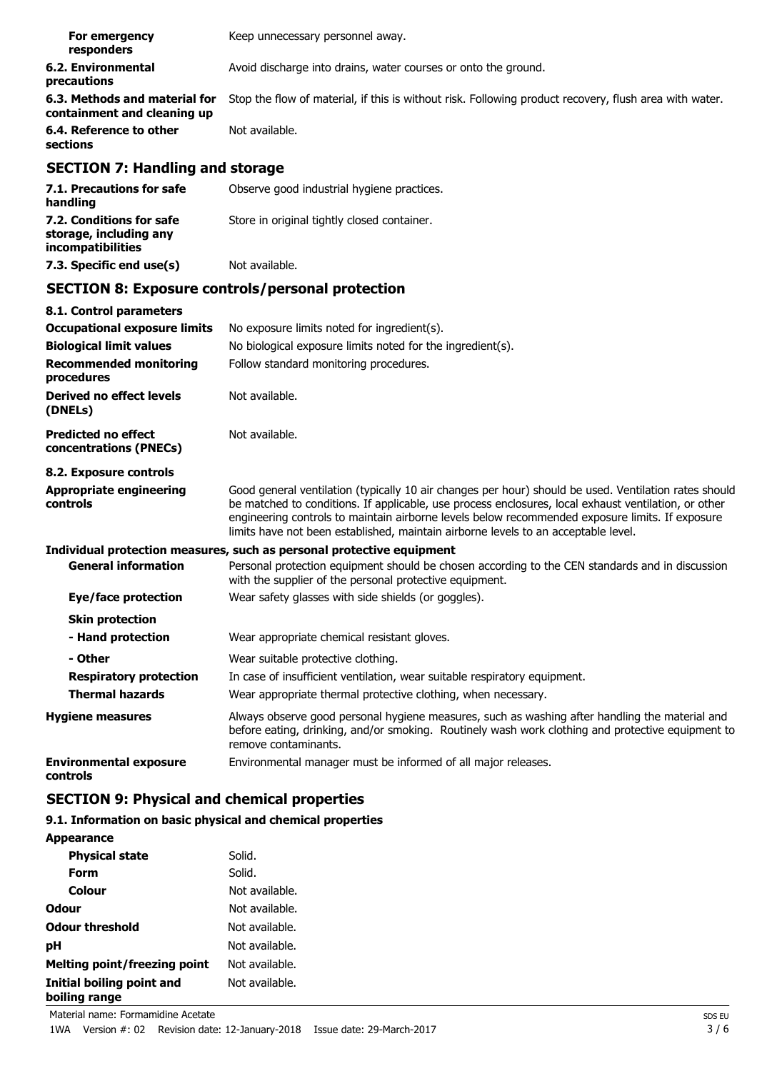| | |
|---|---|
| **For emergency responders** | Keep unnecessary personnel away. |
| **6.2. Environmental precautions** | Avoid discharge into drains, water courses or onto the ground. |
| **6.3. Methods and material for containment and cleaning up** | Stop the flow of material, if this is without risk. Following product recovery, flush area with water. |
| **6.4. Reference to other sections** | Not available. |

## SECTION 7: Handling and storage

| | |
|---|---|
| **7.1. Precautions for safe handling** | Observe good industrial hygiene practices. |
| **7.2. Conditions for safe storage, including any incompatibilities** | Store in original tightly closed container. |
| **7.3. Specific end use(s)** | Not available. |

## SECTION 8: Exposure controls/personal protection

**8.1. Control parameters**

| | |
|---|---|
| **Occupational exposure limits** | No exposure limits noted for ingredient(s). |
| **Biological limit values** | No biological exposure limits noted for the ingredient(s). |
| **Recommended monitoring procedures** | Follow standard monitoring procedures. |
| **Derived no effect levels (DNELs)** | Not available. |
| **Predicted no effect concentrations (PNECs)** | Not available. |

**8.2. Exposure controls**

| | |
|---|---|
| **Appropriate engineering controls** | Good general ventilation (typically 10 air changes per hour) should be used. Ventilation rates should be matched to conditions. If applicable, use process enclosures, local exhaust ventilation, or other engineering controls to maintain airborne levels below recommended exposure limits. If exposure limits have not been established, maintain airborne levels to an acceptable level. |

**Individual protection measures, such as personal protective equipment**

| | |
|---|---|
| **General information** | Personal protection equipment should be chosen according to the CEN standards and in discussion with the supplier of the personal protective equipment. |
| **Eye/face protection** | Wear safety glasses with side shields (or goggles). |
| **Skin protection** | |
| **- Hand protection** | Wear appropriate chemical resistant gloves. |
| **- Other** | Wear suitable protective clothing. |
| **Respiratory protection** | In case of insufficient ventilation, wear suitable respiratory equipment. |
| **Thermal hazards** | Wear appropriate thermal protective clothing, when necessary. |
| **Hygiene measures** | Always observe good personal hygiene measures, such as washing after handling the material and before eating, drinking, and/or smoking. Routinely wash work clothing and protective equipment to remove contaminants. |
| **Environmental exposure controls** | Environmental manager must be informed of all major releases. |

## SECTION 9: Physical and chemical properties

**9.1. Information on basic physical and chemical properties**

| | |
|---|---|
| **Appearance** | |
| **Physical state** | Solid. |
| **Form** | Solid. |
| **Colour** | Not available. |
| **Odour** | Not available. |
| **Odour threshold** | Not available. |
| **pH** | Not available. |
| **Melting point/freezing point** | Not available. |
| **Initial boiling point and boiling range** | Not available. |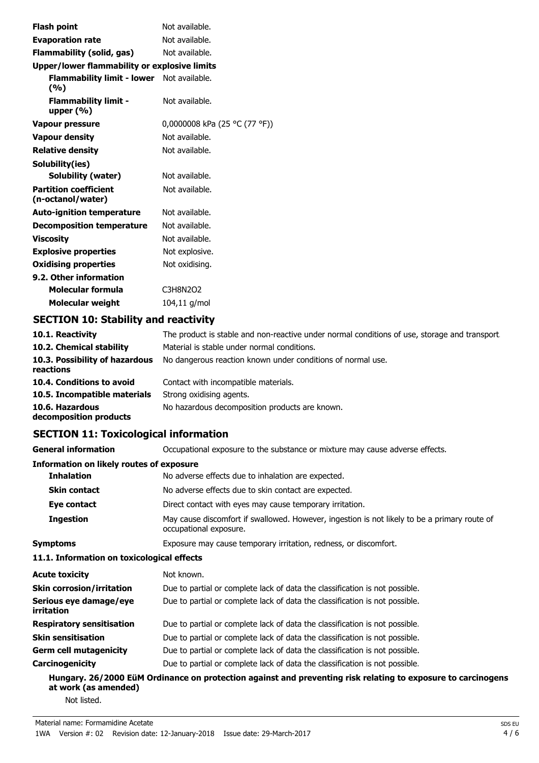| | |
|---|---|
| **Flash point** | Not available. |
| **Evaporation rate** | Not available. |
| **Flammability (solid, gas)** | Not available. |
| **Upper/lower flammability or explosive limits** | |
| **Flammability limit - lower (%)** | Not available. |
| **Flammability limit - upper (%)** | Not available. |
| **Vapour pressure** | 0,0000008 kPa (25 °C (77 °F)) |
| **Vapour density** | Not available. |
| **Relative density** | Not available. |
| **Solubility(ies)** | |
| **Solubility (water)** | Not available. |
| **Partition coefficient (n-octanol/water)** | Not available. |
| **Auto-ignition temperature** | Not available. |
| **Decomposition temperature** | Not available. |
| **Viscosity** | Not available. |
| **Explosive properties** | Not explosive. |
| **Oxidising properties** | Not oxidising. |
| **9.2. Other information** | |
| **Molecular formula** | $C_3H_8N_2O_2$ |
| **Molecular weight** | 104,11 g/mol |

## SECTION 10: Stability and reactivity

| | |
|---|---|
| **10.1. Reactivity** | The product is stable and non-reactive under normal conditions of use, storage and transport. |
| **10.2. Chemical stability** | Material is stable under normal conditions. |
| **10.3. Possibility of hazardous reactions** | No dangerous reaction known under conditions of normal use. |
| **10.4. Conditions to avoid** | Contact with incompatible materials. |
| **10.5. Incompatible materials** | Strong oxidising agents. |
| **10.6. Hazardous decomposition products** | No hazardous decomposition products are known. |

## SECTION 11: Toxicological information

| | |
|---|---|
| **General information** | Occupational exposure to the substance or mixture may cause adverse effects. |
| **Information on likely routes of exposure** | |
| **Inhalation** | No adverse effects due to inhalation are expected. |
| **Skin contact** | No adverse effects due to skin contact are expected. |
| **Eye contact** | Direct contact with eyes may cause temporary irritation. |
| **Ingestion** | May cause discomfort if swallowed. However, ingestion is not likely to be a primary route of occupational exposure. |
| **Symptoms** | Exposure may cause temporary irritation, redness, or discomfort. |

**11.1. Information on toxicological effects**

| | |
|---|---|
| **Acute toxicity** | Not known. |
| **Skin corrosion/irritation** | Due to partial or complete lack of data the classification is not possible. |
| **Serious eye damage/eye irritation** | Due to partial or complete lack of data the classification is not possible. |
| **Respiratory sensitisation** | Due to partial or complete lack of data the classification is not possible. |
| **Skin sensitisation** | Due to partial or complete lack of data the classification is not possible. |
| **Germ cell mutagenicity** | Due to partial or complete lack of data the classification is not possible. |
| **Carcinogenicity** | Due to partial or complete lack of data the classification is not possible. |

**Hungary. 26/2000 EüM Ordinance on protection against and preventing risk relating to exposure to carcinogens at work (as amended)**

Not listed.

Material name: Formamidine Acetate

1WA Version #: 02 Revision date: 12-January-2018 Issue date: 29-March-2017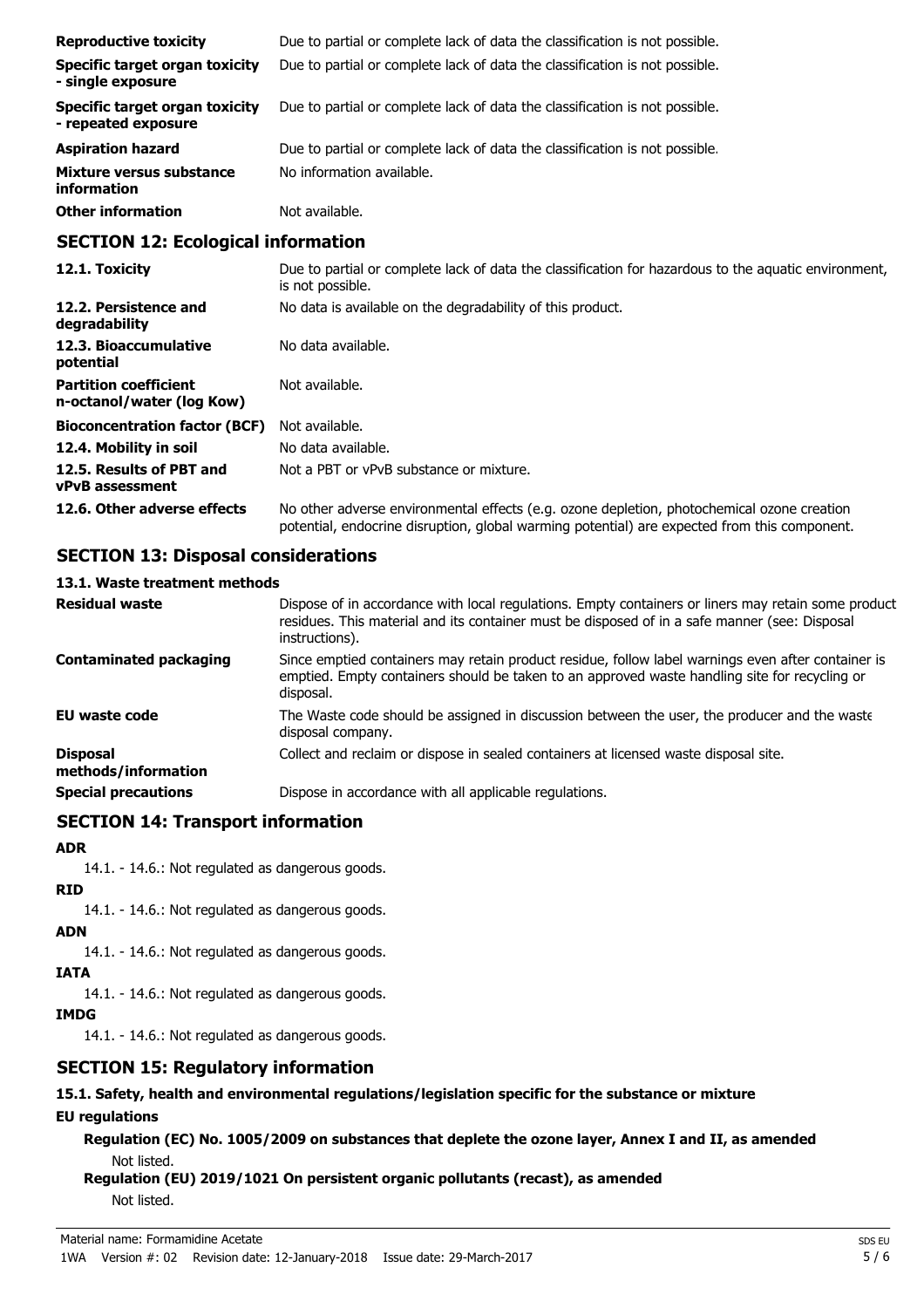| | |
|---|---|
| **Reproductive toxicity** | Due to partial or complete lack of data the classification is not possible. |
| **Specific target organ toxicity - single exposure** | Due to partial or complete lack of data the classification is not possible. |
| **Specific target organ toxicity - repeated exposure** | Due to partial or complete lack of data the classification is not possible. |
| **Aspiration hazard** | Due to partial or complete lack of data the classification is not possible. |
| **Mixture versus substance information** | No information available. |
| **Other information** | Not available. |

## SECTION 12: Ecological information

| | |
|---|---|
| **12.1. Toxicity** | Due to partial or complete lack of data the classification for hazardous to the aquatic environment, is not possible. |
| **12.2. Persistence and degradability** | No data is available on the degradability of this product. |
| **12.3. Bioaccumulative potential** | No data available. |
| **Partition coefficient n-octanol/water (log Kow)** | Not available. |
| **Bioconcentration factor (BCF)** | Not available. |
| **12.4. Mobility in soil** | No data available. |
| **12.5. Results of PBT and vPvB assessment** | Not a PBT or vPvB substance or mixture. |
| **12.6. Other adverse effects** | No other adverse environmental effects (e.g. ozone depletion, photochemical ozone creation potential, endocrine disruption, global warming potential) are expected from this component. |

## SECTION 13: Disposal considerations

### 13.1. Waste treatment methods

| | |
|---|---|
| **Residual waste** | Dispose of in accordance with local regulations. Empty containers or liners may retain some product residues. This material and its container must be disposed of in a safe manner (see: Disposal instructions). |
| **Contaminated packaging** | Since emptied containers may retain product residue, follow label warnings even after container is emptied. Empty containers should be taken to an approved waste handling site for recycling or disposal. |
| **EU waste code** | The Waste code should be assigned in discussion between the user, the producer and the waste disposal company. |
| **Disposal methods/information** | Collect and reclaim or dispose in sealed containers at licensed waste disposal site. |
| **Special precautions** | Dispose in accordance with all applicable regulations. |

## SECTION 14: Transport information

**ADR**

14.1. - 14.6.: Not regulated as dangerous goods.

**RID**

14.1. - 14.6.: Not regulated as dangerous goods.

**ADN**

14.1. - 14.6.: Not regulated as dangerous goods.

**IATA**

14.1. - 14.6.: Not regulated as dangerous goods.

**IMDG**

14.1. - 14.6.: Not regulated as dangerous goods.

## SECTION 15: Regulatory information

### 15.1. Safety, health and environmental regulations/legislation specific for the substance or mixture

**EU regulations**

**Regulation (EC) No. 1005/2009 on substances that deplete the ozone layer, Annex I and II, as amended**

Not listed.

**Regulation (EU) 2019/1021 On persistent organic pollutants (recast), as amended**

Not listed.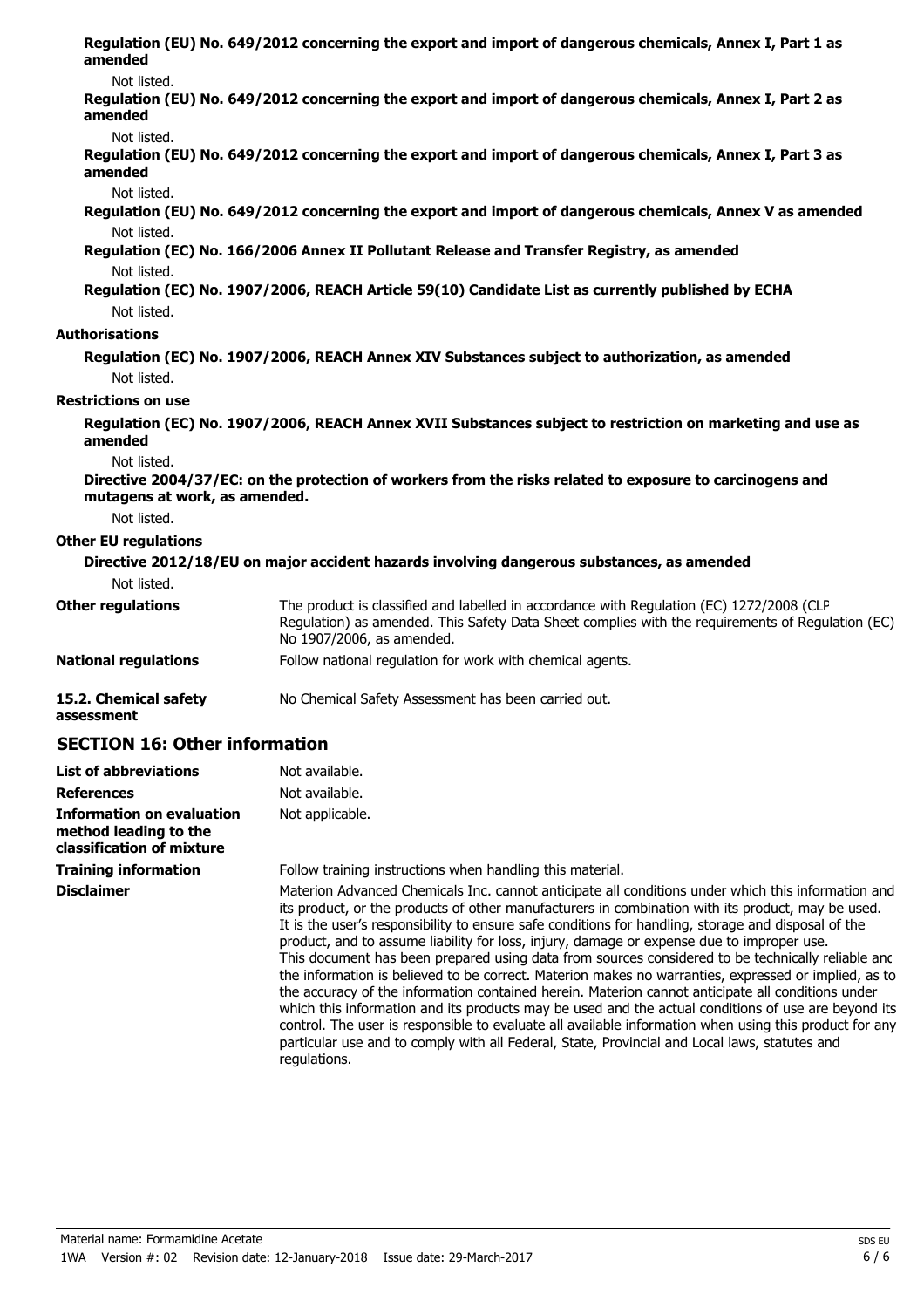**Regulation (EU) No. 649/2012 concerning the export and import of dangerous chemicals, Annex I, Part 1 as amended**

Not listed.

**Regulation (EU) No. 649/2012 concerning the export and import of dangerous chemicals, Annex I, Part 2 as amended**

Not listed.

**Regulation (EU) No. 649/2012 concerning the export and import of dangerous chemicals, Annex I, Part 3 as amended**

Not listed.

**Regulation (EU) No. 649/2012 concerning the export and import of dangerous chemicals, Annex V as amended**

Not listed.

**Regulation (EC) No. 166/2006 Annex II Pollutant Release and Transfer Registry, as amended**

Not listed.

**Regulation (EC) No. 1907/2006, REACH Article 59(10) Candidate List as currently published by ECHA**

Not listed.

**Authorisations**

**Regulation (EC) No. 1907/2006, REACH Annex XIV Substances subject to authorization, as amended**

Not listed.

**Restrictions on use**

**Regulation (EC) No. 1907/2006, REACH Annex XVII Substances subject to restriction on marketing and use as amended**

Not listed.

**Directive 2004/37/EC: on the protection of workers from the risks related to exposure to carcinogens and mutagens at work, as amended.**

Not listed.

**Other EU regulations**

**Directive 2012/18/EU on major accident hazards involving dangerous substances, as amended**

Not listed.

| | |
|---|---|
| **Other regulations** | The product is classified and labelled in accordance with Regulation (EC) 1272/2008 (CLP Regulation) as amended. This Safety Data Sheet complies with the requirements of Regulation (EC) No 1907/2006, as amended. |
| **National regulations** | Follow national regulation for work with chemical agents. |
| **15.2. Chemical safety assessment** | No Chemical Safety Assessment has been carried out. |

## SECTION 16: Other information

| | |
|---|---|
| **List of abbreviations** | Not available. |
| **References** | Not available. |
| **Information on evaluation method leading to the classification of mixture** | Not applicable. |
| **Training information** | Follow training instructions when handling this material. |
| **Disclaimer** | Materion Advanced Chemicals Inc. cannot anticipate all conditions under which this information and its product, or the products of other manufacturers in combination with its product, may be used. It is the user's responsibility to ensure safe conditions for handling, storage and disposal of the product, and to assume liability for loss, injury, damage or expense due to improper use. This document has been prepared using data from sources considered to be technically reliable and the information is believed to be correct. Materion makes no warranties, expressed or implied, as to the accuracy of the information contained herein. Materion cannot anticipate all conditions under which this information and its products may be used and the actual conditions of use are beyond its control. The user is responsible to evaluate all available information when using this product for any particular use and to comply with all Federal, State, Provincial and Local laws, statutes and regulations. |